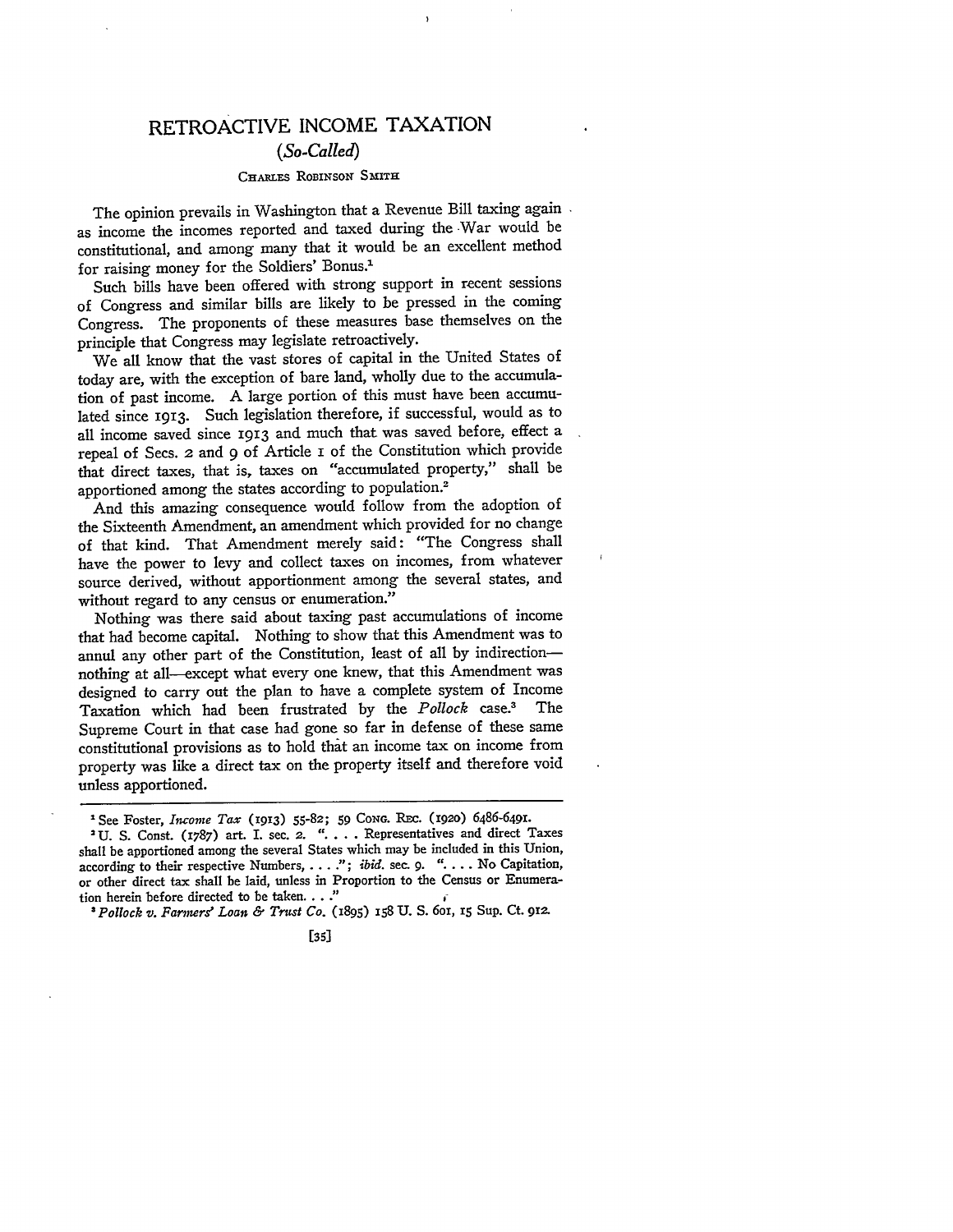# RETROACTIVE INCOME TAXATION

## *(So-Called)*

CHARLES ROBINSON SMITH

The opinion prevails in Washington that a Revenue Bill taxing again as income the incomes reported and taxed during the War would be constitutional, and among many that it would be an excellent method for raising money for the Soldiers' Bonus.[1]

Such bills have been offered with strong support in recent sessions of Congress and similar bills are likely to be pressed in the coming Congress. The proponents of these measures base themselves on the principle that Congress may legislate retroactively.

We all know that the vast stores of capital in the United States of today are, with the exception of bare land, wholly due to the accumulation of past income. A large portion of this must have been accumulated since 1913. Such legislation therefore, if successful, would as to all income saved since 1913 and much that was saved before, effect a repeal of Secs. 2 and 9 of Article 1 of the Constitution which provide that direct taxes, that is, taxes on "accumulated property," shall be apportioned among the states according to population.[2]

And this amazing consequence would follow from the adoption of the Sixteenth Amendment, an amendment which provided for no change of that kind. That Amendment merely said: "The Congress shall have the power to levy and collect taxes on incomes, from whatever source derived, without apportionment among the several states, and without regard to any census or enumeration."

Nothing was there said about taxing past accumulations of income that had become capital. Nothing to show that this Amendment was to annul any other part of the Constitution, least of all by indirection—nothing at all—except what every one knew, that this Amendment was designed to carry out the plan to have a complete system of Income Taxation which had been frustrated by the *Pollock* case.[3] The Supreme Court in that case had gone so far in defense of these same constitutional provisions as to hold that an income tax on income from property was like a direct tax on the property itself and therefore void unless apportioned.

---

[1] See Foster, *Income Tax* (1913) 55-82; 59 CONG. REC. (1920) 6486-6491.

[2] U. S. Const. (1787) art. I. sec. 2. ". . . . Representatives and direct Taxes shall be apportioned among the several States which may be included in this Union, according to their respective Numbers, . . . ."; *ibid.* sec. 9. ". . . . No Capitation, or other direct tax shall be laid, unless in Proportion to the Census or Enumeration herein before directed to be taken. . . ."

[3] *Pollock v. Farmers' Loan & Trust Co.* (1895) 158 U. S. 601, 15 Sup. Ct. 912.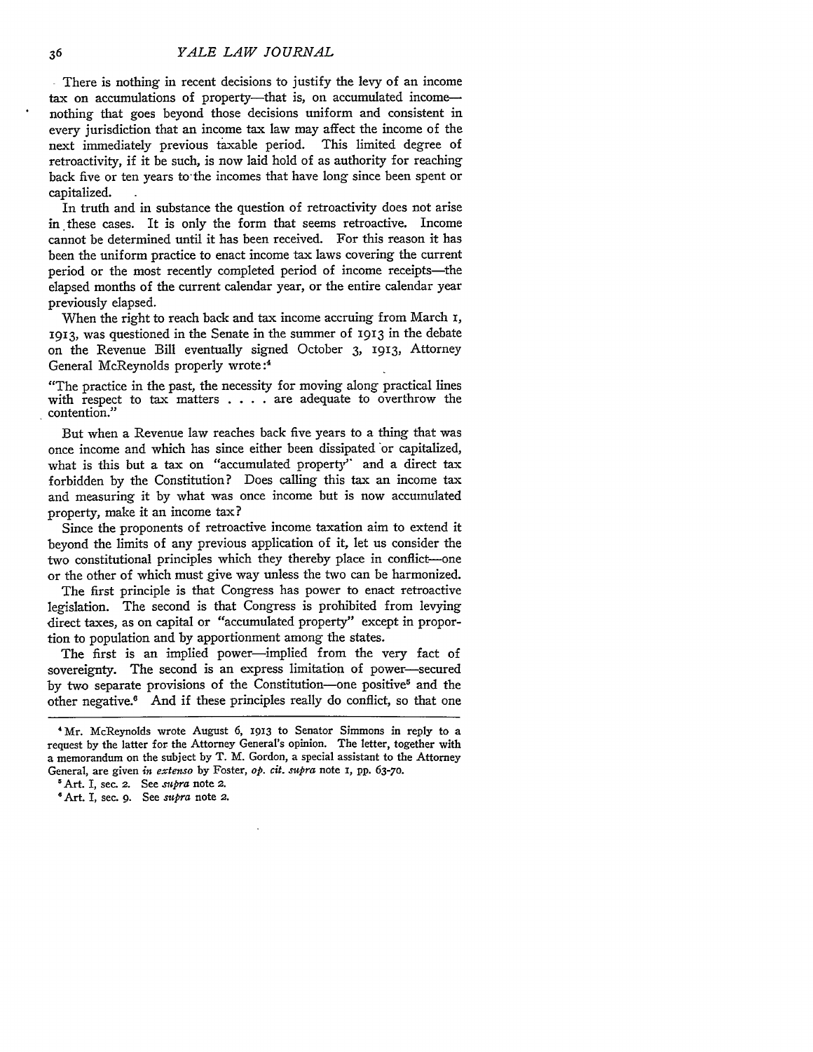There is nothing in recent decisions to justify the levy of an income tax on accumulations of property—that is, on accumulated income—nothing that goes beyond those decisions uniform and consistent in every jurisdiction that an income tax law may affect the income of the next immediately previous taxable period. This limited degree of retroactivity, if it be such, is now laid hold of as authority for reaching back five or ten years to the incomes that have long since been spent or capitalized.

In truth and in substance the question of retroactivity does not arise in these cases. It is only the form that seems retroactive. Income cannot be determined until it has been received. For this reason it has been the uniform practice to enact income tax laws covering the current period or the most recently completed period of income receipts—the elapsed months of the current calendar year, or the entire calendar year previously elapsed.

When the right to reach back and tax income accruing from March 1, 1913, was questioned in the Senate in the summer of 1913 in the debate on the Revenue Bill eventually signed October 3, 1913, Attorney General McReynolds properly wrote:[4]

"The practice in the past, the necessity for moving along practical lines with respect to tax matters . . . . are adequate to overthrow the contention."

But when a Revenue law reaches back five years to a thing that was once income and which has since either been dissipated or capitalized, what is this but a tax on "accumulated property" and a direct tax forbidden by the Constitution? Does calling this tax an income tax and measuring it by what was once income but is now accumulated property, make it an income tax?

Since the proponents of retroactive income taxation aim to extend it beyond the limits of any previous application of it, let us consider the two constitutional principles which they thereby place in conflict—one or the other of which must give way unless the two can be harmonized.

The first principle is that Congress has power to enact retroactive legislation. The second is that Congress is prohibited from levying direct taxes, as on capital or "accumulated property" except in proportion to population and by apportionment among the states.

The first is an implied power—implied from the very fact of sovereignty. The second is an express limitation of power—secured by two separate provisions of the Constitution—one positive[5] and the other negative.[6] And if these principles really do conflict, so that one

---

[4] Mr. McReynolds wrote August 6, 1913 to Senator Simmons in reply to a request by the latter for the Attorney General's opinion. The letter, together with a memorandum on the subject by T. M. Gordon, a special assistant to the Attorney General, are given *in extenso* by Foster, *op. cit. supra* note 1, pp. 63-70.

[5] Art. I, sec. 2. See *supra* note 2.

[6] Art. I, sec. 9. See *supra* note 2.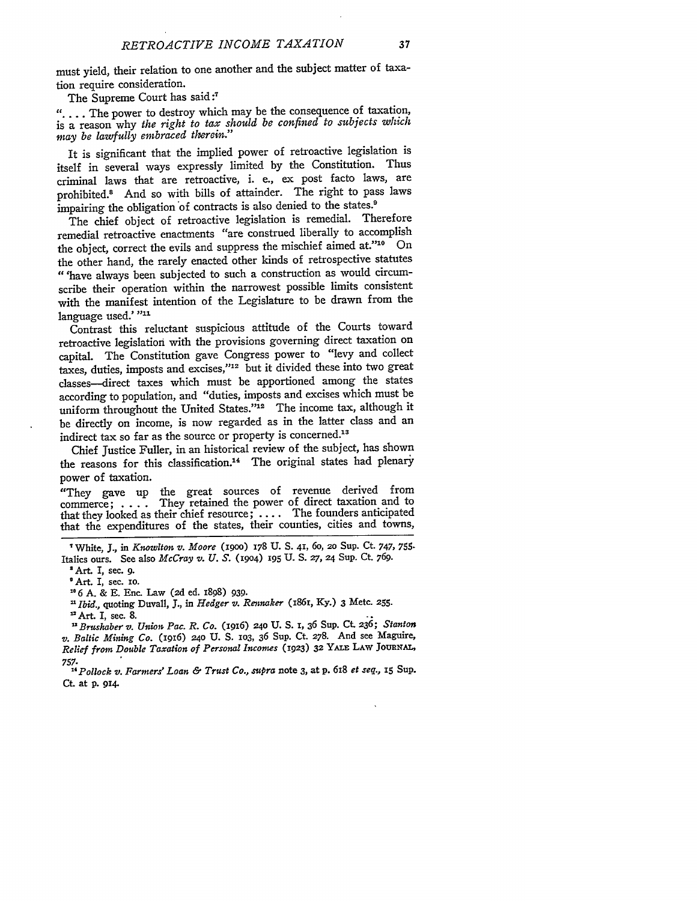must yield, their relation to one another and the subject matter of taxation require consideration.

The Supreme Court has said:[7]

"... The power to destroy which may be the consequence of taxation, is a reason why *the right to tax should be confined to subjects which may be lawfully embraced therein.*"

It is significant that the implied power of retroactive legislation is itself in several ways expressly limited by the Constitution. Thus criminal laws that are retroactive, i. e., ex post facto laws, are prohibited.[8] And so with bills of attainder. The right to pass laws impairing the obligation of contracts is also denied to the states.[9]

The chief object of retroactive legislation is remedial. Therefore remedial retroactive enactments "are construed liberally to accomplish the object, correct the evils and suppress the mischief aimed at."[10] On the other hand, the rarely enacted other kinds of retrospective statutes " 'have always been subjected to such a construction as would circumscribe their operation within the narrowest possible limits consistent with the manifest intention of the Legislature to be drawn from the language used.' "[11]

Contrast this reluctant suspicious attitude of the Courts toward retroactive legislation with the provisions governing direct taxation on capital. The Constitution gave Congress power to "levy and collect taxes, duties, imposts and excises,"[12] but it divided these into two great classes—direct taxes which must be apportioned among the states according to population, and "duties, imposts and excises which must be uniform throughout the United States."[12] The income tax, although it be directly on income, is now regarded as in the latter class and an indirect tax so far as the source or property is concerned.[13]

Chief Justice Fuller, in an historical review of the subject, has shown the reasons for this classification.[14] The original states had plenary power of taxation.

"They gave up the great sources of revenue derived from commerce; .... They retained the power of direct taxation and to that they looked as their chief resource; .... The founders anticipated that the expenditures of the states, their counties, cities and towns,

---

[7] White, J., in *Knowlton v. Moore* (1900) 178 U. S. 41, 60, 20 Sup. Ct. 747, 755. Italics ours. See also *McCray v. U. S.* (1904) 195 U. S. 27, 24 Sup. Ct. 769.

[8] Art. I, sec. 9.

[9] Art. I, sec. 10.

[10] 6 A. & E. Enc. Law (2d ed. 1898) 939.

[11] *Ibid.*, quoting Duvall, J., in *Hedger v. Rennaker* (1861, Ky.) 3 Metc. 255.

[12] Art. I, sec. 8.

[13] *Brushaber v. Union Pac. R. Co.* (1916) 240 U. S. 1, 36 Sup. Ct. 236; *Stanton v. Baltic Mining Co.* (1916) 240 U. S. 103, 36 Sup. Ct. 278. And see Maguire, *Relief from Double Taxation of Personal Incomes* (1923) 32 YALE LAW JOURNAL, 757.

[14] *Pollock v. Farmers' Loan & Trust Co., supra* note 3, at p. 618 *et seq.*, 15 Sup. Ct. at p. 914.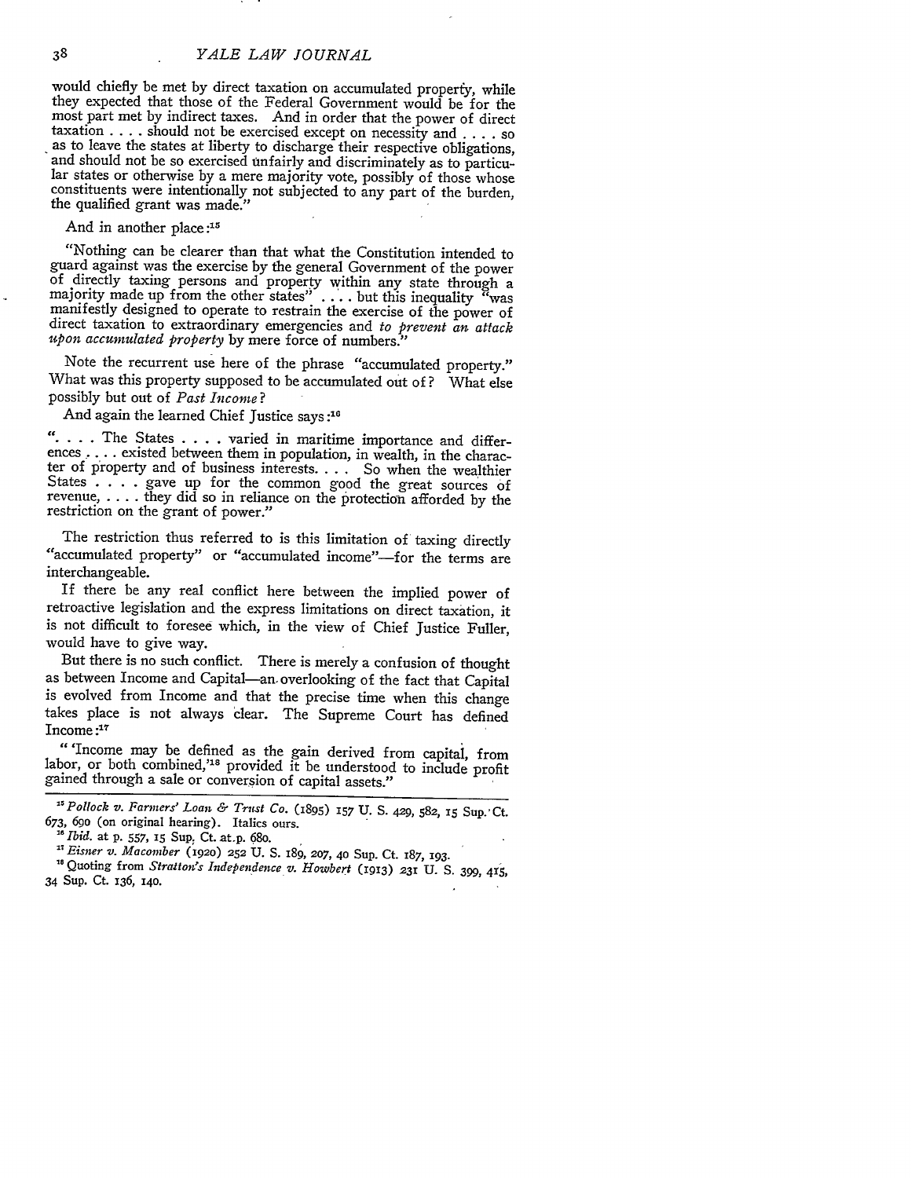would chiefly be met by direct taxation on accumulated property, while they expected that those of the Federal Government would be for the most part met by indirect taxes. And in order that the power of direct taxation . . . . should not be exercised except on necessity and . . . . so as to leave the states at liberty to discharge their respective obligations, and should not be so exercised unfairly and discriminately as to particular states or otherwise by a mere majority vote, possibly of those whose constituents were intentionally not subjected to any part of the burden, the qualified grant was made."

And in another place:[15]

"Nothing can be clearer than that what the Constitution intended to guard against was the exercise by the general Government of the power of directly taxing persons and property within any state through a majority made up from the other states" . . . . but this inequality "was manifestly designed to operate to restrain the exercise of the power of direct taxation to extraordinary emergencies and *to prevent an attack upon accumulated property* by mere force of numbers."

Note the recurrent use here of the phrase "accumulated property." What was this property supposed to be accumulated out of? What else possibly but out of *Past Income*?

And again the learned Chief Justice says:[16]

". . . . The States . . . . varied in maritime importance and differences . . . . existed between them in population, in wealth, in the character of property and of business interests. . . . So when the wealthier States . . . . gave up for the common good the great sources of revenue, . . . . they did so in reliance on the protection afforded by the restriction on the grant of power."

The restriction thus referred to is this limitation of taxing directly "accumulated property" or "accumulated income"—for the terms are interchangeable.

If there be any real conflict here between the implied power of retroactive legislation and the express limitations on direct taxation, it is not difficult to foresee which, in the view of Chief Justice Fuller, would have to give way.

But there is no such conflict. There is merely a confusion of thought as between Income and Capital—an overlooking of the fact that Capital is evolved from Income and that the precise time when this change takes place is not always clear. The Supreme Court has defined Income:[17]

"'Income may be defined as the gain derived from capital, from labor, or both combined,'[18] provided it be understood to include profit gained through a sale or conversion of capital assets."

---

[15] *Pollock v. Farmers' Loan & Trust Co.* (1895) 157 U. S. 429, 582, 15 Sup. Ct. 673, 690 (on original hearing). Italics ours.

[16] *Ibid.* at p. 557, 15 Sup. Ct. at p. 680.

[17] *Eisner v. Macomber* (1920) 252 U. S. 189, 207, 40 Sup. Ct. 187, 193.

[18] Quoting from *Stratton's Independence v. Howbert* (1913) 231 U. S. 399, 415, 34 Sup. Ct. 136, 140.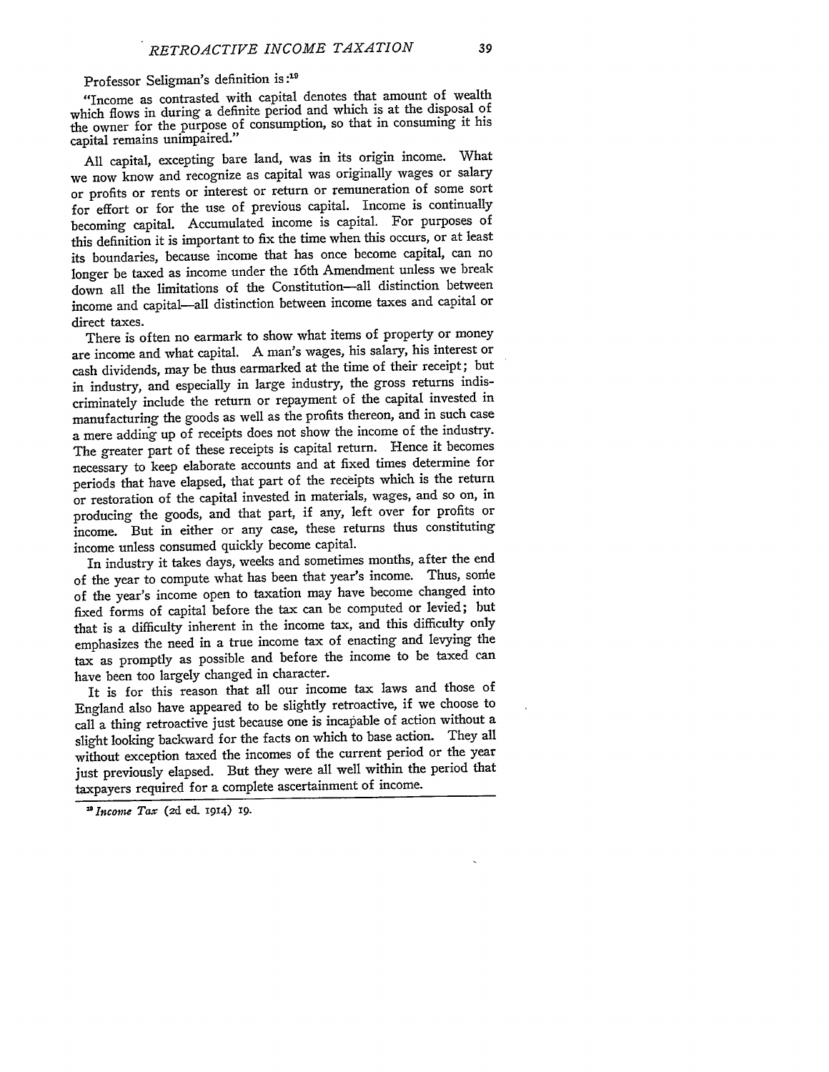Professor Seligman's definition is:[19]

"Income as contrasted with capital denotes that amount of wealth which flows in during a definite period and which is at the disposal of the owner for the purpose of consumption, so that in consuming it his capital remains unimpaired."

All capital, excepting bare land, was in its origin income. What we now know and recognize as capital was originally wages or salary or profits or rents or interest or return or remuneration of some sort for effort or for the use of previous capital. Income is continually becoming capital. Accumulated income is capital. For purposes of this definition it is important to fix the time when this occurs, or at least its boundaries, because income that has once become capital, can no longer be taxed as income under the 16th Amendment unless we break down all the limitations of the Constitution—all distinction between income and capital—all distinction between income taxes and capital or direct taxes.

There is often no earmark to show what items of property or money are income and what capital. A man's wages, his salary, his interest or cash dividends, may be thus earmarked at the time of their receipt; but in industry, and especially in large industry, the gross returns indiscriminately include the return or repayment of the capital invested in manufacturing the goods as well as the profits thereon, and in such case a mere adding up of receipts does not show the income of the industry. The greater part of these receipts is capital return. Hence it becomes necessary to keep elaborate accounts and at fixed times determine for periods that have elapsed, that part of the receipts which is the return or restoration of the capital invested in materials, wages, and so on, in producing the goods, and that part, if any, left over for profits or income. But in either or any case, these returns thus constituting income unless consumed quickly become capital.

In industry it takes days, weeks and sometimes months, after the end of the year to compute what has been that year's income. Thus, some of the year's income open to taxation may have become changed into fixed forms of capital before the tax can be computed or levied; but that is a difficulty inherent in the income tax, and this difficulty only emphasizes the need in a true income tax of enacting and levying the tax as promptly as possible and before the income to be taxed can have been too largely changed in character.

It is for this reason that all our income tax laws and those of England also have appeared to be slightly retroactive, if we choose to call a thing retroactive just because one is incapable of action without a slight looking backward for the facts on which to base action. They all without exception taxed the incomes of the current period or the year just previously elapsed. But they were all well within the period that taxpayers required for a complete ascertainment of income.

---

[19] *Income Tax* (2d ed. 1914) 19.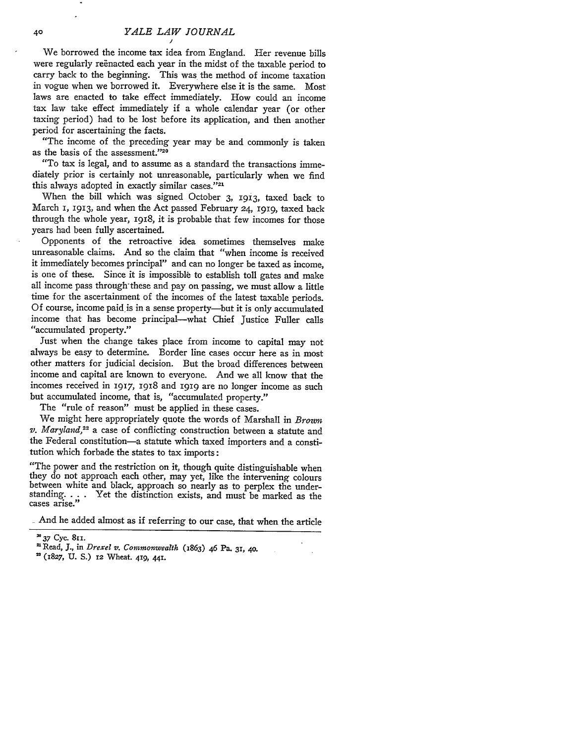We borrowed the income tax idea from England. Her revenue bills were regularly reënacted each year in the midst of the taxable period to carry back to the beginning. This was the method of income taxation in vogue when we borrowed it. Everywhere else it is the same. Most laws are enacted to take effect immediately. How could an income tax law take effect immediately if a whole calendar year (or other taxing period) had to be lost before its application, and then another period for ascertaining the facts.

"The income of the preceding year may be and commonly is taken as the basis of the assessment."[20]

"To tax is legal, and to assume as a standard the transactions immediately prior is certainly not unreasonable, particularly when we find this always adopted in exactly similar cases."[21]

When the bill which was signed October 3, 1913, taxed back to March 1, 1913, and when the Act passed February 24, 1919, taxed back through the whole year, 1918, it is probable that few incomes for those years had been fully ascertained.

Opponents of the retroactive idea sometimes themselves make unreasonable claims. And so the claim that "when income is received it immediately becomes principal" and can no longer be taxed as income, is one of these. Since it is impossible to establish toll gates and make all income pass through these and pay on passing, we must allow a little time for the ascertainment of the incomes of the latest taxable periods. Of course, income paid is in a sense property—but it is only accumulated income that has become principal—what Chief Justice Fuller calls "accumulated property."

Just when the change takes place from income to capital may not always be easy to determine. Border line cases occur here as in most other matters for judicial decision. But the broad differences between income and capital are known to everyone. And we all know that the incomes received in 1917, 1918 and 1919 are no longer income as such but accumulated income, that is, "accumulated property."

The "rule of reason" must be applied in these cases.

We might here appropriately quote the words of Marshall in *Brown v. Maryland*,[22] a case of conflicting construction between a statute and the Federal constitution—a statute which taxed importers and a constitution which forbade the states to tax imports:

> "The power and the restriction on it, though quite distinguishable when they do not approach each other, may yet, like the intervening colours between white and black, approach so nearly as to perplex the understanding. . . . Yet the distinction exists, and must be marked as the cases arise."

And he added almost as if referring to our case, that when the article

---

[20] 37 Cyc. 811.

[21] Read, J., in *Drexel v. Commonwealth* (1863) 46 Pa. 31, 40.

[22] (1827, U. S.) 12 Wheat. 419, 441.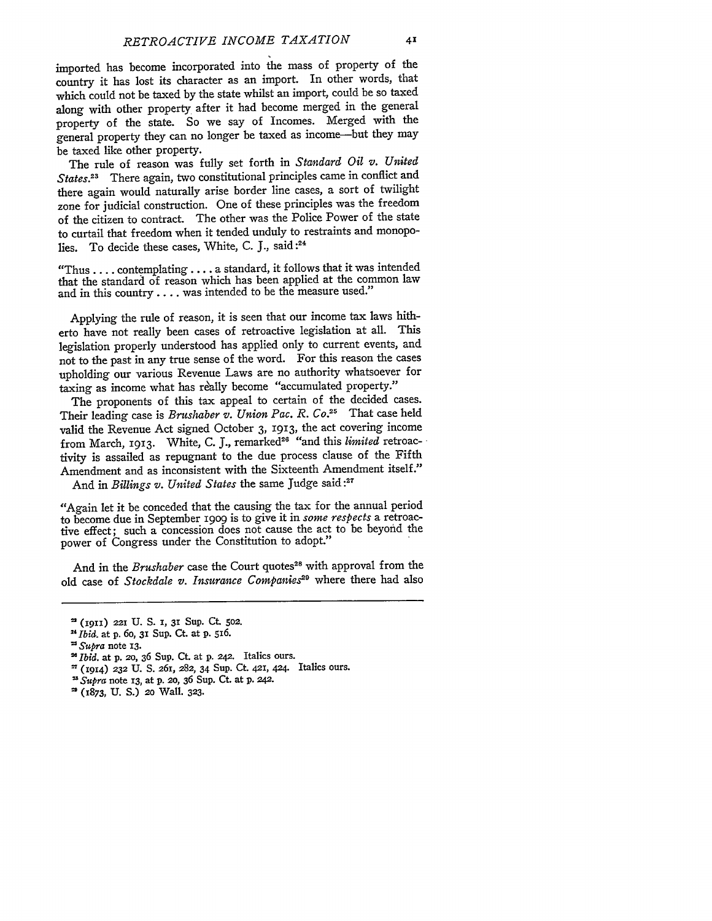imported has become incorporated into the mass of property of the country it has lost its character as an import. In other words, that which could not be taxed by the state whilst an import, could be so taxed along with other property after it had become merged in the general property of the state. So we say of Incomes. Merged with the general property they can no longer be taxed as income—but they may be taxed like other property.

The rule of reason was fully set forth in *Standard Oil v. United States*.[23] There again, two constitutional principles came in conflict and there again would naturally arise border line cases, a sort of twilight zone for judicial construction. One of these principles was the freedom of the citizen to contract. The other was the Police Power of the state to curtail that freedom when it tended unduly to restraints and monopolies. To decide these cases, White, C. J., said:[24]

> "Thus .... contemplating .... a standard, it follows that it was intended that the standard of reason which has been applied at the common law and in this country .... was intended to be the measure used."

Applying the rule of reason, it is seen that our income tax laws hitherto have not really been cases of retroactive legislation at all. This legislation properly understood has applied only to current events, and not to the past in any true sense of the word. For this reason the cases upholding our various Revenue Laws are no authority whatsoever for taxing as income what has really become "accumulated property."

The proponents of this tax appeal to certain of the decided cases. Their leading case is *Brushaber v. Union Pac. R. Co.*[25] That case held valid the Revenue Act signed October 3, 1913, the act covering income from March, 1913. White, C. J., remarked[26] "and this *limited* retroactivity is assailed as repugnant to the due process clause of the Fifth Amendment and as inconsistent with the Sixteenth Amendment itself."

And in *Billings v. United States* the same Judge said:[27]

> "Again let it be conceded that the causing the tax for the annual period to become due in September 1909 is to give it in *some respects* a retroactive effect; such a concession does not cause the act to be beyond the power of Congress under the Constitution to adopt."

And in the *Brushaber* case the Court quotes[28] with approval from the old case of *Stockdale v. Insurance Companies*[29] where there had also

---

[23] (1911) 221 U. S. 1, 31 Sup. Ct. 502.

[24] *Ibid.* at p. 60, 31 Sup. Ct. at p. 516.

[25] *Supra* note 13.

[26] *Ibid.* at p. 20, 36 Sup. Ct. at p. 242. Italics ours.

[27] (1914) 232 U. S. 261, 282, 34 Sup. Ct. 421, 424. Italics ours.

[28] *Supra* note 13, at p. 20, 36 Sup. Ct. at p. 242.

[29] (1873, U. S.) 20 Wall. 323.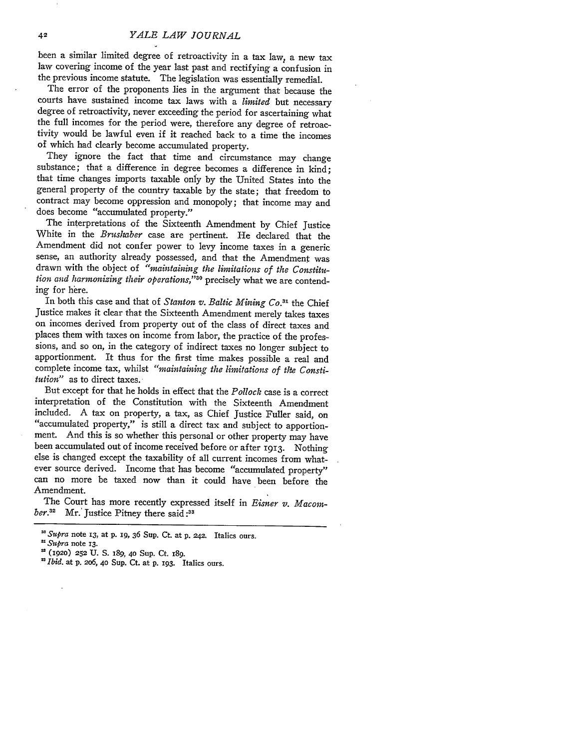been a similar limited degree of retroactivity in a tax law, a new tax law covering income of the year last past and rectifying a confusion in the previous income statute. The legislation was essentially remedial.

The error of the proponents lies in the argument that because the courts have sustained income tax laws with a *limited* but necessary degree of retroactivity, never exceeding the period for ascertaining what the full incomes for the period were, therefore any degree of retroactivity would be lawful even if it reached back to a time the incomes of which had clearly become accumulated property.

They ignore the fact that time and circumstance may change substance; that a difference in degree becomes a difference in kind; that time changes imports taxable only by the United States into the general property of the country taxable by the state; that freedom to contract may become oppression and monopoly; that income may and does become "accumulated property."

The interpretations of the Sixteenth Amendment by Chief Justice White in the *Brushaber* case are pertinent. He declared that the Amendment did not confer power to levy income taxes in a generic sense, an authority already possessed, and that the Amendment was drawn with the object of *"maintaining the limitations of the Constitution and harmonizing their operations,"*[30] precisely what we are contending for here.

In both this case and that of *Stanton v. Baltic Mining Co.*[31] the Chief Justice makes it clear that the Sixteenth Amendment merely takes taxes on incomes derived from property out of the class of direct taxes and places them with taxes on income from labor, the practice of the professions, and so on, in the category of indirect taxes no longer subject to apportionment. It thus for the first time makes possible a real and complete income tax, whilst *"maintaining the limitations of the Constitution"* as to direct taxes.

But except for that he holds in effect that the *Pollock* case is a correct interpretation of the Constitution with the Sixteenth Amendment included. A tax on property, a tax, as Chief Justice Fuller said, on "accumulated property," is still a direct tax and subject to apportionment. And this is so whether this personal or other property may have been accumulated out of income received before or after 1913. Nothing else is changed except the taxability of all current incomes from whatever source derived. Income that has become "accumulated property" can no more be taxed now than it could have been before the Amendment.

The Court has more recently expressed itself in *Eisner v. Macomber.*[32] Mr. Justice Pitney there said:[33]

---

[30] *Supra* note 13, at p. 19, 36 Sup. Ct. at p. 242. Italics ours.

[31] *Supra* note 13.

[32] (1920) 252 U. S. 189, 40 Sup. Ct. 189.

[33] *Ibid.* at p. 206, 40 Sup. Ct. at p. 193. Italics ours.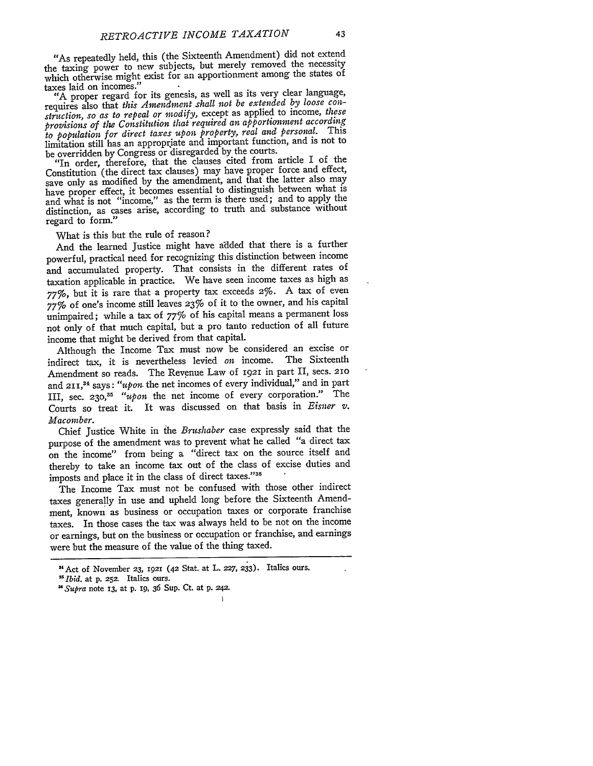"As repeatedly held, this (the Sixteenth Amendment) did not extend the taxing power to new subjects, but merely removed the necessity which otherwise might exist for an apportionment among the states of taxes laid on incomes."

"A proper regard for its genesis, as well as its very clear language, requires also that *this Amendment shall not be extended by loose construction, so as to repeal or modify,* except as applied to income, *these provisions of the Constitution that required an apportionment according to population for direct taxes upon property, real and personal.* This limitation still has an appropriate and important function, and is not to be overridden by Congress or disregarded by the courts.

"In order, therefore, that the clauses cited from article I of the Constitution (the direct tax clauses) may have proper force and effect, save only as modified by the amendment, and that the latter also may have proper effect, it becomes essential to distinguish between what is and what is not "income," as the term is there used; and to apply the distinction, as cases arise, according to truth and substance without regard to form."

What is this but the rule of reason?

And the learned Justice might have added that there is a further powerful, practical need for recognizing this distinction between income and accumulated property. That consists in the different rates of taxation applicable in practice. We have seen income taxes as high as 77%, but it is rare that a property tax exceeds 2%. A tax of even 77% of one's income still leaves 23% of it to the owner, and his capital unimpaired; while a tax of 77% of his capital means a permanent loss not only of that much capital, but a pro tanto reduction of all future income that might be derived from that capital.

Although the Income Tax must now be considered an excise or indirect tax, it is nevertheless levied *on* income. The Sixteenth Amendment so reads. The Revenue Law of 1921 in part II, secs. 210 and 211,[34] says: "*upon* the net incomes of every individual," and in part III, sec. 230,[35] "*upon* the net income of every corporation." The Courts so treat it. It was discussed on that basis in *Eisner v. Macomber.*

Chief Justice White in the *Brushaber* case expressly said that the purpose of the amendment was to prevent what he called "a direct tax on the income" from being a "direct tax on the source itself and thereby to take an income tax out of the class of excise duties and imposts and place it in the class of direct taxes."[36]

The Income Tax must not be confused with those other indirect taxes generally in use and upheld long before the Sixteenth Amendment, known as business or occupation taxes or corporate franchise taxes. In those cases the tax was always held to be not on the income or earnings, but on the business or occupation or franchise, and earnings were but the measure of the value of the thing taxed.

---

[34] Act of November 23, 1921 (42 Stat. at L. 227, 233). Italics ours.

[35] *Ibid.* at p. 252. Italics ours.

[36] *Supra* note 13, at p. 19, 36 Sup. Ct. at p. 242.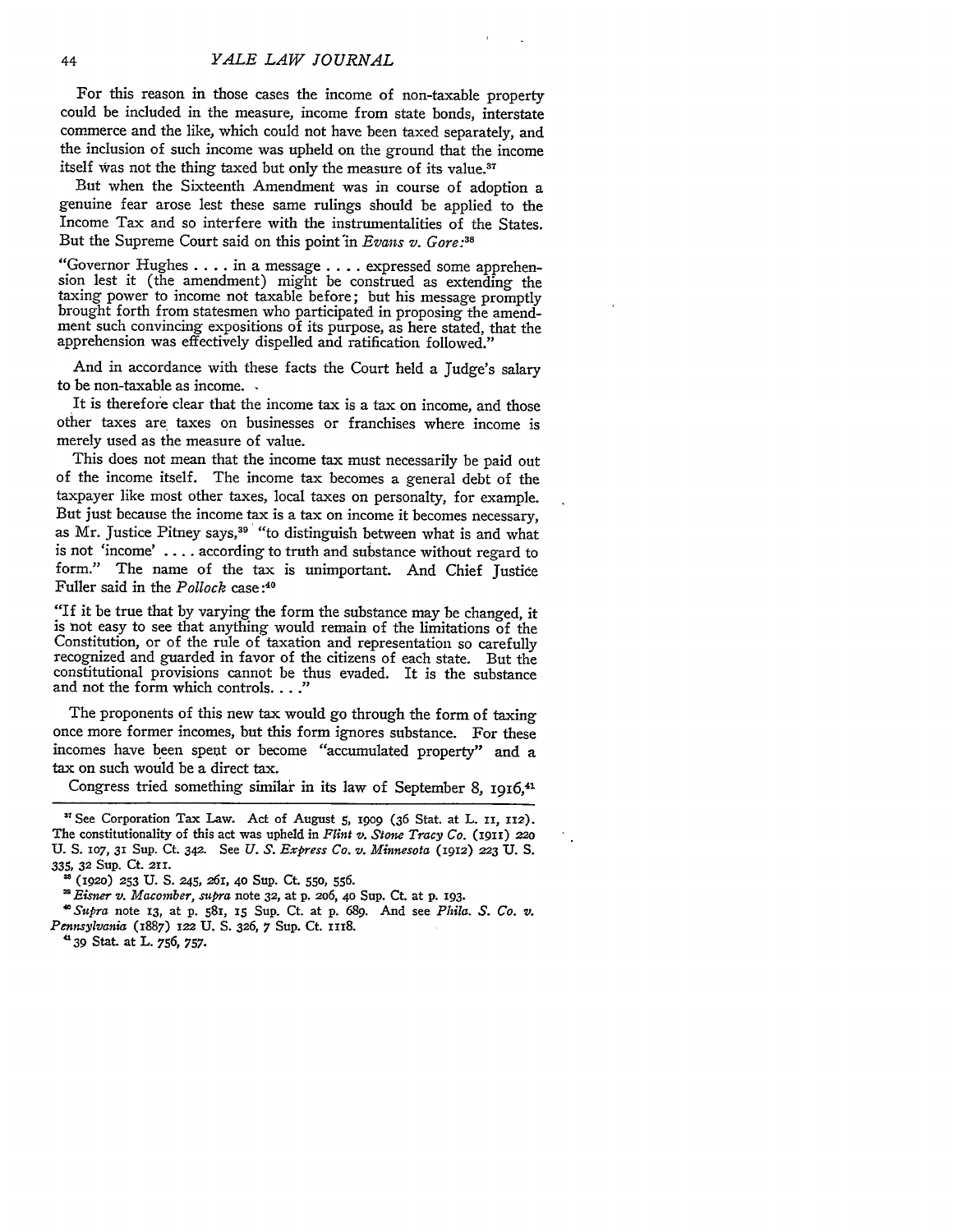For this reason in those cases the income of non-taxable property could be included in the measure, income from state bonds, interstate commerce and the like, which could not have been taxed separately, and the inclusion of such income was upheld on the ground that the income itself was not the thing taxed but only the measure of its value.[37]

But when the Sixteenth Amendment was in course of adoption a genuine fear arose lest these same rulings should be applied to the Income Tax and so interfere with the instrumentalities of the States. But the Supreme Court said on this point in *Evans v. Gore*:[38]

> "Governor Hughes . . . . in a message . . . . expressed some apprehension lest it (the amendment) might be construed as extending the taxing power to income not taxable before; but his message promptly brought forth from statesmen who participated in proposing the amendment such convincing expositions of its purpose, as here stated, that the apprehension was effectively dispelled and ratification followed."

And in accordance with these facts the Court held a Judge's salary to be non-taxable as income.

It is therefore clear that the income tax is a tax on income, and those other taxes are taxes on businesses or franchises where income is merely used as the measure of value.

This does not mean that the income tax must necessarily be paid out of the income itself. The income tax becomes a general debt of the taxpayer like most other taxes, local taxes on personalty, for example. But just because the income tax is a tax on income it becomes necessary, as Mr. Justice Pitney says,[39] "to distinguish between what is and what is not 'income' . . . . according to truth and substance without regard to form." The name of the tax is unimportant. And Chief Justice Fuller said in the *Pollock* case:[40]

> "If it be true that by varying the form the substance may be changed, it is not easy to see that anything would remain of the limitations of the Constitution, or of the rule of taxation and representation so carefully recognized and guarded in favor of the citizens of each state. But the constitutional provisions cannot be thus evaded. It is the substance and not the form which controls. . . ."

The proponents of this new tax would go through the form of taxing once more former incomes, but this form ignores substance. For these incomes have been spent or become "accumulated property" and a tax on such would be a direct tax.

Congress tried something similar in its law of September 8, 1916,[41]

---

[37] See Corporation Tax Law. Act of August 5, 1909 (36 Stat. at L. 11, 112). The constitutionality of this act was upheld in *Flint v. Stone Tracy Co.* (1911) 220 U. S. 107, 31 Sup. Ct. 342. See *U. S. Express Co. v. Minnesota* (1912) 223 U. S. 335, 32 Sup. Ct. 211.

[38] (1920) 253 U. S. 245, 261, 40 Sup. Ct. 550, 556.

[39] *Eisner v. Macomber*, *supra* note 32, at p. 206, 40 Sup. Ct. at p. 193.

[40] *Supra* note 13, at p. 581, 15 Sup. Ct. at p. 689. And see *Phila. S. Co. v. Pennsylvania* (1887) 122 U. S. 326, 7 Sup. Ct. 1118.

[41] 39 Stat. at L. 756, 757.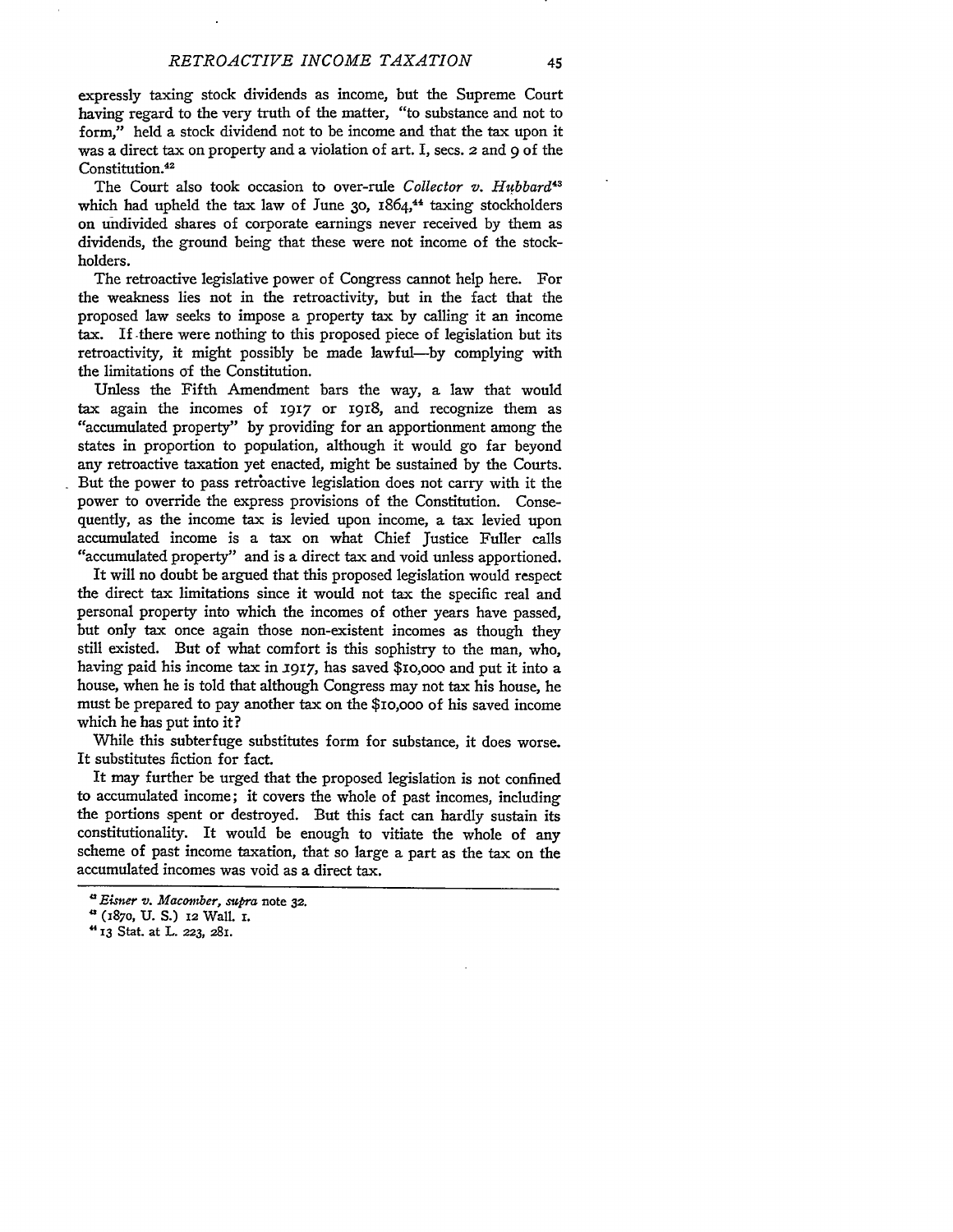expressly taxing stock dividends as income, but the Supreme Court having regard to the very truth of the matter, "to substance and not to form," held a stock dividend not to be income and that the tax upon it was a direct tax on property and a violation of art. I, secs. 2 and 9 of the Constitution.[42]

The Court also took occasion to over-rule *Collector v. Hubbard*[43] which had upheld the tax law of June 30, 1864,[44] taxing stockholders on undivided shares of corporate earnings never received by them as dividends, the ground being that these were not income of the stockholders.

The retroactive legislative power of Congress cannot help here. For the weakness lies not in the retroactivity, but in the fact that the proposed law seeks to impose a property tax by calling it an income tax. If there were nothing to this proposed piece of legislation but its retroactivity, it might possibly be made lawful—by complying with the limitations of the Constitution.

Unless the Fifth Amendment bars the way, a law that would tax again the incomes of 1917 or 1918, and recognize them as "accumulated property" by providing for an apportionment among the states in proportion to population, although it would go far beyond any retroactive taxation yet enacted, might be sustained by the Courts. But the power to pass retroactive legislation does not carry with it the power to override the express provisions of the Constitution. Consequently, as the income tax is levied upon income, a tax levied upon accumulated income is a tax on what Chief Justice Fuller calls "accumulated property" and is a direct tax and void unless apportioned.

It will no doubt be argued that this proposed legislation would respect the direct tax limitations since it would not tax the specific real and personal property into which the incomes of other years have passed, but only tax once again those non-existent incomes as though they still existed. But of what comfort is this sophistry to the man, who, having paid his income tax in 1917, has saved $10,000 and put it into a house, when he is told that although Congress may not tax his house, he must be prepared to pay another tax on the $10,000 of his saved income which he has put into it?

While this subterfuge substitutes form for substance, it does worse. It substitutes fiction for fact.

It may further be urged that the proposed legislation is not confined to accumulated income; it covers the whole of past incomes, including the portions spent or destroyed. But this fact can hardly sustain its constitutionality. It would be enough to vitiate the whole of any scheme of past income taxation, that so large a part as the tax on the accumulated incomes was void as a direct tax.

---

[42] *Eisner v. Macomber, supra* note 32.

[43] (1870, U. S.) 12 Wall. 1.

[44] 13 Stat. at L. 223, 281.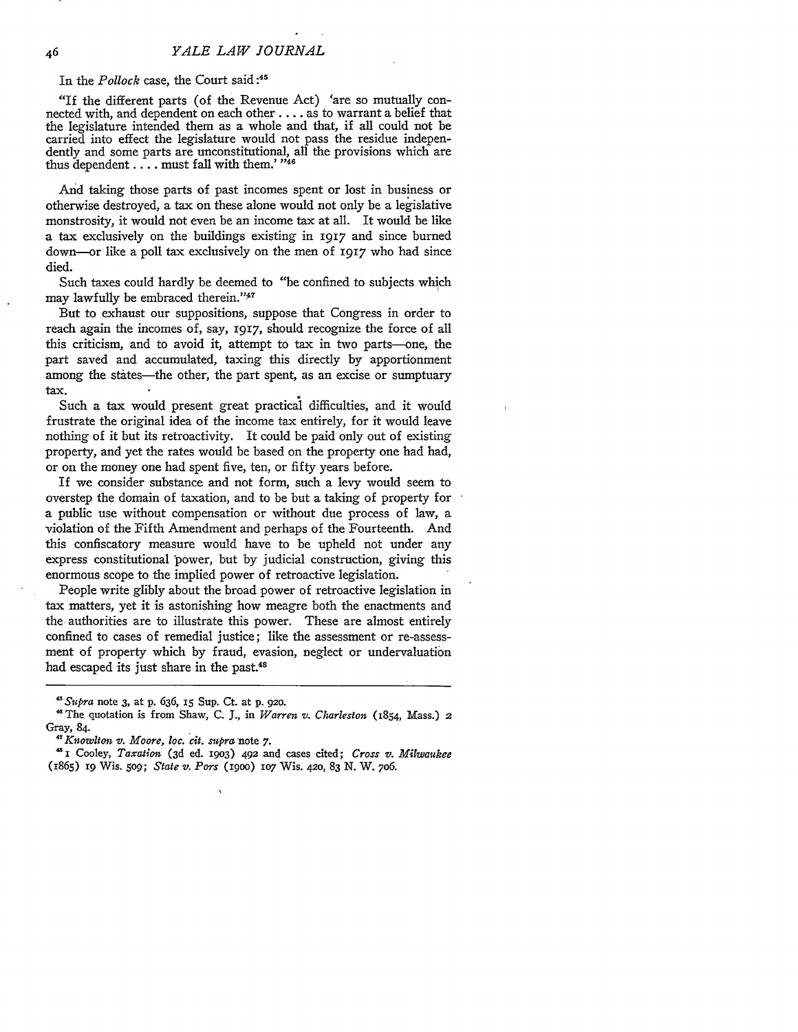In the *Pollock* case, the Court said:[45]

"If the different parts (of the Revenue Act) 'are so mutually connected with, and dependent on each other .... as to warrant a belief that the legislature intended them as a whole and that, if all could not be carried into effect the legislature would not pass the residue independently and some parts are unconstitutional, all the provisions which are thus dependent .... must fall with them.' "[46]

And taking those parts of past incomes spent or lost in business or otherwise destroyed, a tax on these alone would not only be a legislative monstrosity, it would not even be an income tax at all. It would be like a tax exclusively on the buildings existing in 1917 and since burned down—or like a poll tax exclusively on the men of 1917 who had since died.

Such taxes could hardly be deemed to "be confined to subjects which may lawfully be embraced therein."[47]

But to exhaust our suppositions, suppose that Congress in order to reach again the incomes of, say, 1917, should recognize the force of all this criticism, and to avoid it, attempt to tax in two parts—one, the part saved and accumulated, taxing this directly by apportionment among the states—the other, the part spent, as an excise or sumptuary tax.

Such a tax would present great practical difficulties, and it would frustrate the original idea of the income tax entirely, for it would leave nothing of it but its retroactivity. It could be paid only out of existing property, and yet the rates would be based on the property one had had, or on the money one had spent five, ten, or fifty years before.

If we consider substance and not form, such a levy would seem to overstep the domain of taxation, and to be but a taking of property for a public use without compensation or without due process of law, a violation of the Fifth Amendment and perhaps of the Fourteenth. And this confiscatory measure would have to be upheld not under any express constitutional power, but by judicial construction, giving this enormous scope to the implied power of retroactive legislation.

People write glibly about the broad power of retroactive legislation in tax matters, yet it is astonishing how meagre both the enactments and the authorities are to illustrate this power. These are almost entirely confined to cases of remedial justice; like the assessment or re-assessment of property which by fraud, evasion, neglect or undervaluation had escaped its just share in the past.[48]

---

[45] *Supra* note 3, at p. 636, 15 Sup. Ct. at p. 920.

[46] The quotation is from Shaw, C. J., in *Warren v. Charleston* (1854, Mass.) 2 Gray, 84.

[47] *Knowlton v. Moore, loc. cit. supra* note 7.

[48] 1 Cooley, *Taxation* (3d ed. 1903) 492 and cases cited; *Cross v. Milwaukee* (1865) 19 Wis. 509; *State v. Pors* (1900) 107 Wis. 420, 83 N. W. 706.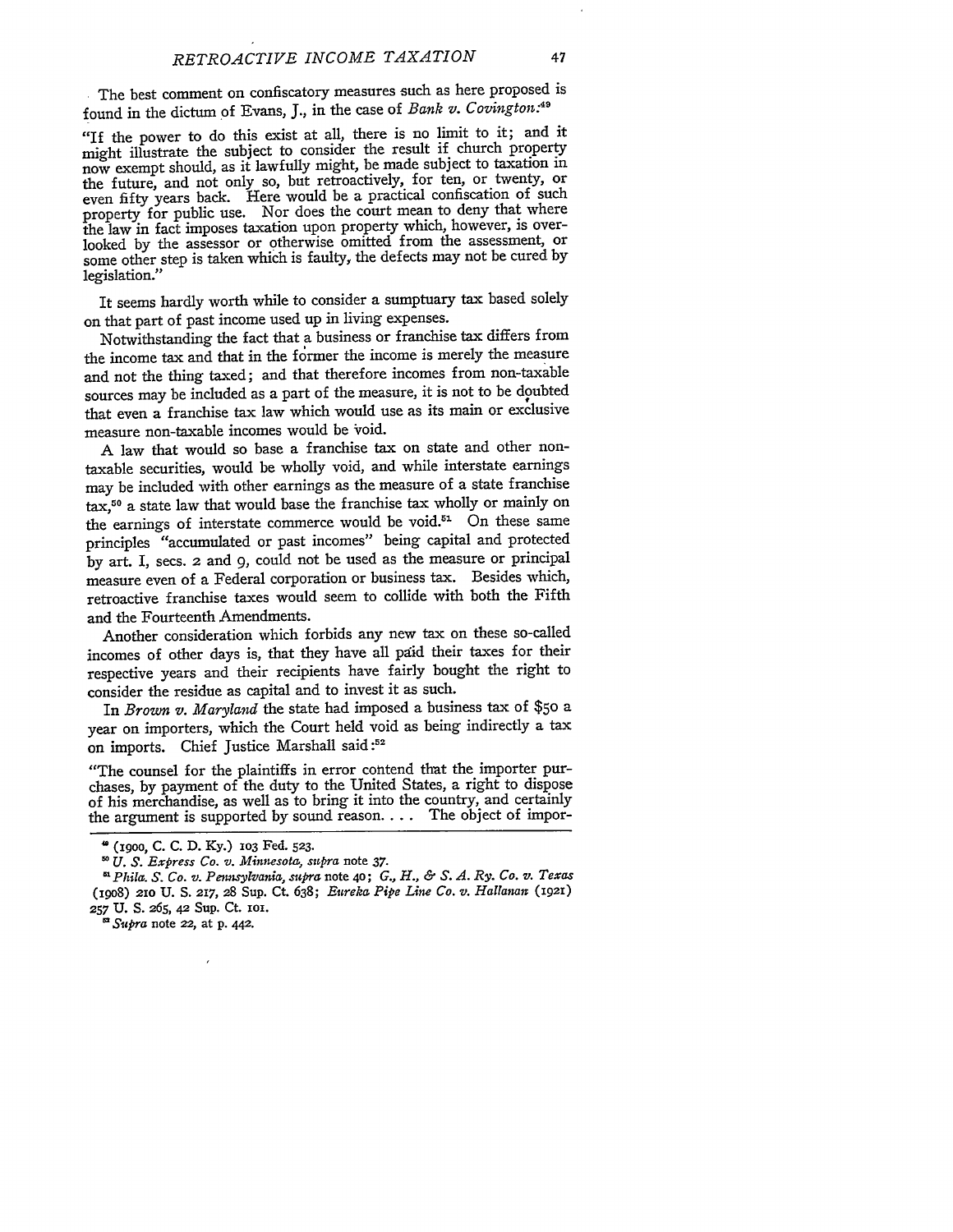The best comment on confiscatory measures such as here proposed is found in the dictum of Evans, J., in the case of *Bank v. Covington*:[49]

> "If the power to do this exist at all, there is no limit to it; and it might illustrate the subject to consider the result if church property now exempt should, as it lawfully might, be made subject to taxation in the future, and not only so, but retroactively, for ten, or twenty, or even fifty years back. Here would be a practical confiscation of such property for public use. Nor does the court mean to deny that where the law in fact imposes taxation upon property which, however, is overlooked by the assessor or otherwise omitted from the assessment, or some other step is taken which is faulty, the defects may not be cured by legislation."

It seems hardly worth while to consider a sumptuary tax based solely on that part of past income used up in living expenses.

Notwithstanding the fact that a business or franchise tax differs from the income tax and that in the former the income is merely the measure and not the thing taxed; and that therefore incomes from non-taxable sources may be included as a part of the measure, it is not to be doubted that even a franchise tax law which would use as its main or exclusive measure non-taxable incomes would be void.

A law that would so base a franchise tax on state and other non-taxable securities, would be wholly void, and while interstate earnings may be included with other earnings as the measure of a state franchise tax,[50] a state law that would base the franchise tax wholly or mainly on the earnings of interstate commerce would be void.[51] On these same principles "accumulated or past incomes" being capital and protected by art. I, secs. 2 and 9, could not be used as the measure or principal measure even of a Federal corporation or business tax. Besides which, retroactive franchise taxes would seem to collide with both the Fifth and the Fourteenth Amendments.

Another consideration which forbids any new tax on these so-called incomes of other days is, that they have all paid their taxes for their respective years and their recipients have fairly bought the right to consider the residue as capital and to invest it as such.

In *Brown v. Maryland* the state had imposed a business tax of $50 a year on importers, which the Court held void as being indirectly a tax on imports. Chief Justice Marshall said:[52]

> "The counsel for the plaintiffs in error contend that the importer purchases, by payment of the duty to the United States, a right to dispose of his merchandise, as well as to bring it into the country, and certainly the argument is supported by sound reason. . . . The object of impor-

---

[49] (1900, C. C. D. Ky.) 103 Fed. 523.

[50] *U. S. Express Co. v. Minnesota*, *supra* note 37.

[51] *Phila. S. Co. v. Pennsylvania*, *supra* note 40; *G., H., & S. A. Ry. Co. v. Texas* (1908) 210 U. S. 217, 28 Sup. Ct. 638; *Eureka Pipe Line Co. v. Hallanan* (1921) 257 U. S. 265, 42 Sup. Ct. 101.

[52] *Supra* note 22, at p. 442.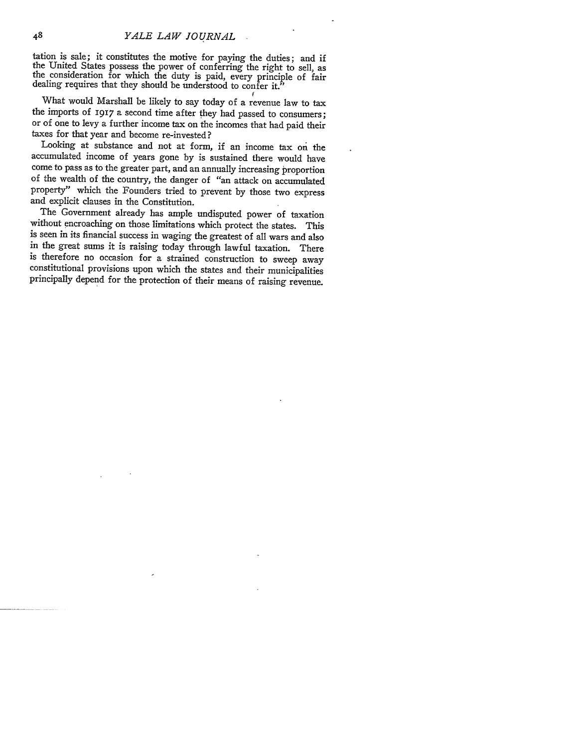tation is sale; it constitutes the motive for paying the duties; and if the United States possess the power of conferring the right to sell, as the consideration for which the duty is paid, every principle of fair dealing requires that they should be understood to confer it."

What would Marshall be likely to say today of a revenue law to tax the imports of 1917 a second time after they had passed to consumers; or of one to levy a further income tax on the incomes that had paid their taxes for that year and become re-invested?

Looking at substance and not at form, if an income tax on the accumulated income of years gone by is sustained there would have come to pass as to the greater part, and an annually increasing proportion of the wealth of the country, the danger of "an attack on accumulated property" which the Founders tried to prevent by those two express and explicit clauses in the Constitution.

The Government already has ample undisputed power of taxation without encroaching on those limitations which protect the states. This is seen in its financial success in waging the greatest of all wars and also in the great sums it is raising today through lawful taxation. There is therefore no occasion for a strained construction to sweep away constitutional provisions upon which the states and their municipalities principally depend for the protection of their means of raising revenue.